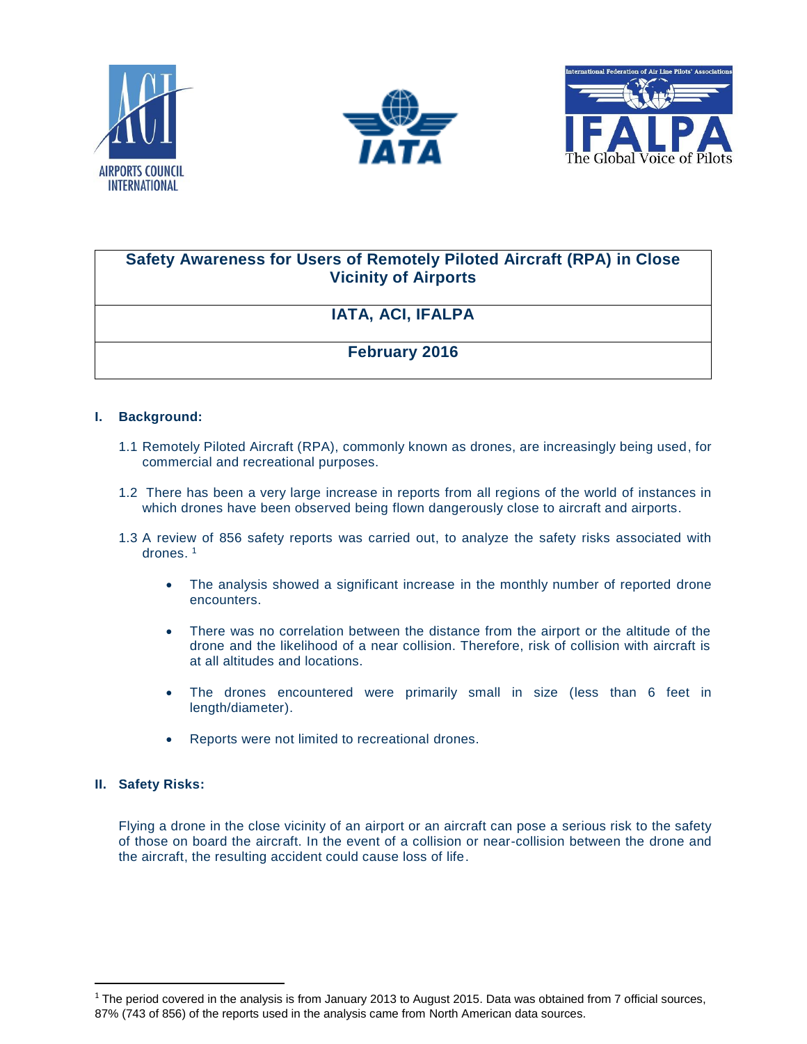# Safety Awareness for Users of Remotely Piloted Aircraft (RPA) in Close Vicinity of Airports

**IATA, ACI, IFALPA**

**February 2016**

## I. Background:

1.1 Remotely Piloted Aircraft (RPA), commonly known as drones, are increasingly being used, for commercial and recreational purposes.

1.2 There has been a very large increase in reports from all regions of the world of instances in which drones have been observed being flown dangerously close to aircraft and airports.

1.3 A review of 856 safety reports was carried out, to analyze the safety risks associated with drones. [1]

- The analysis showed a significant increase in the monthly number of reported drone encounters.
- There was no correlation between the distance from the airport or the altitude of the drone and the likelihood of a near collision. Therefore, risk of collision with aircraft is at all altitudes and locations.
- The drones encountered were primarily small in size (less than 6 feet in length/diameter).
- Reports were not limited to recreational drones.

## II. Safety Risks:

Flying a drone in the close vicinity of an airport or an aircraft can pose a serious risk to the safety of those on board the aircraft. In the event of a collision or near-collision between the drone and the aircraft, the resulting accident could cause loss of life.

---

[1] The period covered in the analysis is from January 2013 to August 2015. Data was obtained from 7 official sources, 87% (743 of 856) of the reports used in the analysis came from North American data sources.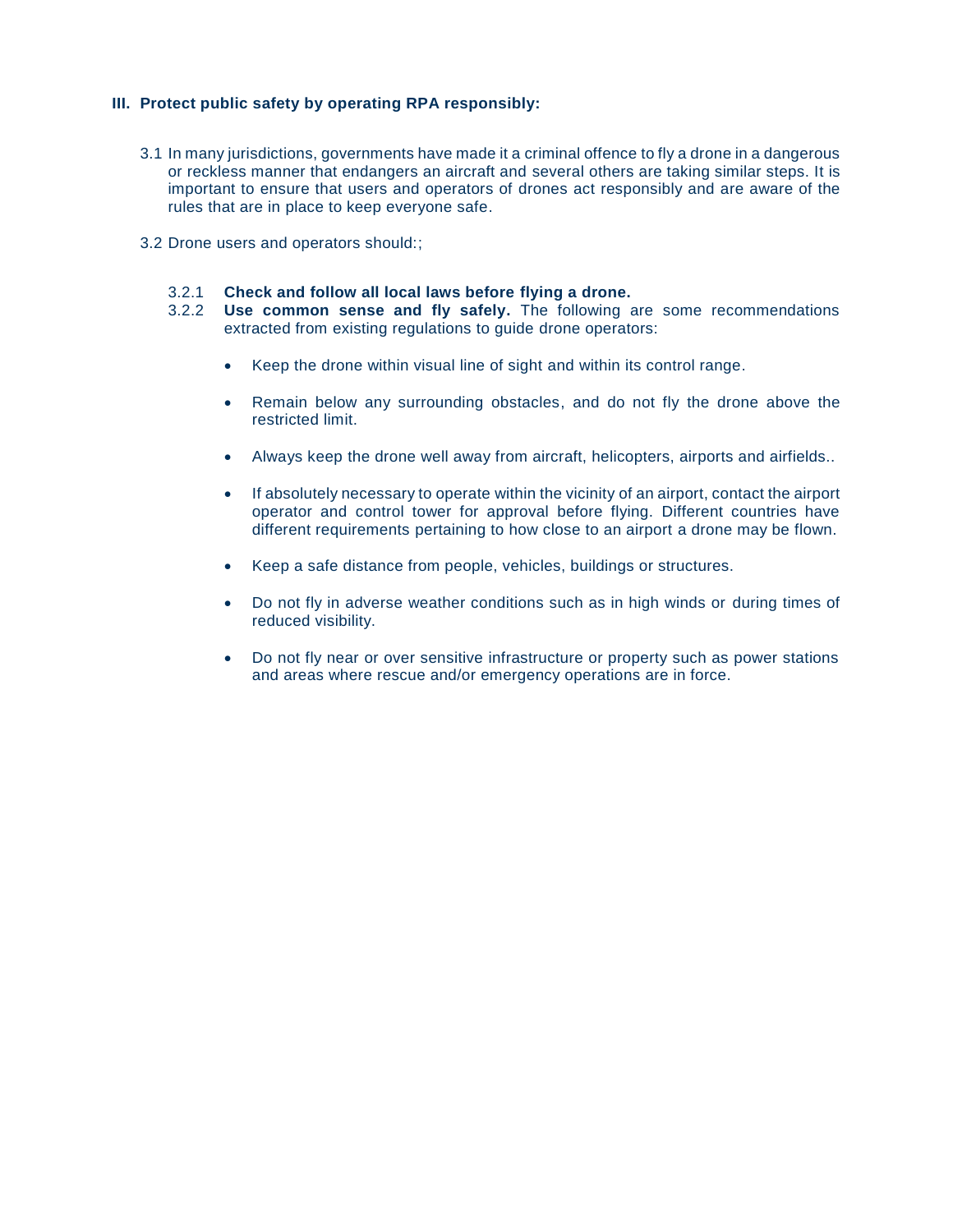### III. Protect public safety by operating RPA responsibly:

3.1 In many jurisdictions, governments have made it a criminal offence to fly a drone in a dangerous or reckless manner that endangers an aircraft and several others are taking similar steps. It is important to ensure that users and operators of drones act responsibly and are aware of the rules that are in place to keep everyone safe.

3.2 Drone users and operators should:;

3.2.1 **Check and follow all local laws before flying a drone.**

3.2.2 **Use common sense and fly safely.** The following are some recommendations extracted from existing regulations to guide drone operators:

- Keep the drone within visual line of sight and within its control range.
- Remain below any surrounding obstacles, and do not fly the drone above the restricted limit.
- Always keep the drone well away from aircraft, helicopters, airports and airfields..
- If absolutely necessary to operate within the vicinity of an airport, contact the airport operator and control tower for approval before flying. Different countries have different requirements pertaining to how close to an airport a drone may be flown.
- Keep a safe distance from people, vehicles, buildings or structures.
- Do not fly in adverse weather conditions such as in high winds or during times of reduced visibility.
- Do not fly near or over sensitive infrastructure or property such as power stations and areas where rescue and/or emergency operations are in force.